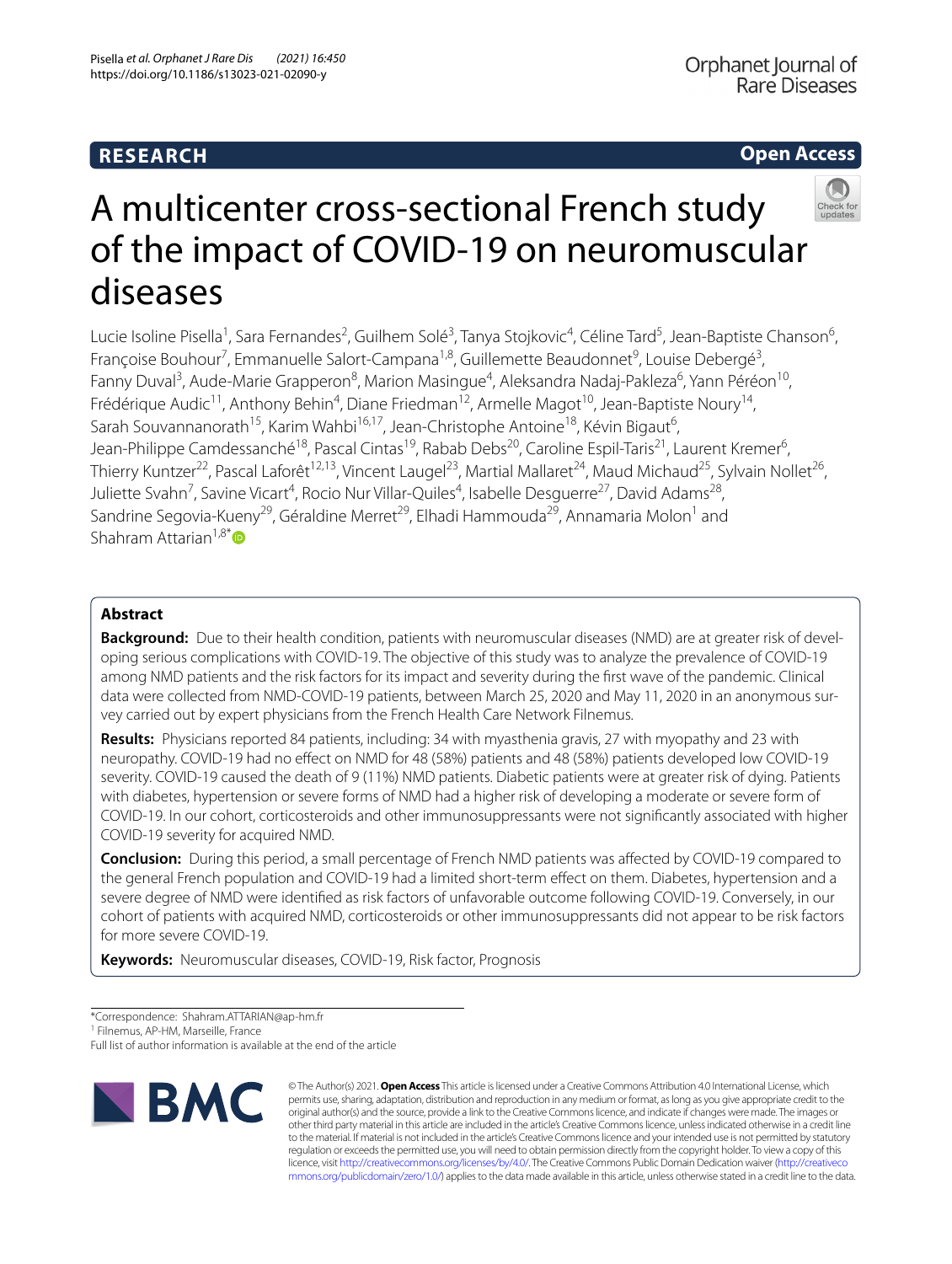# RESEARCH

Open Access

# A multicenter cross-sectional French study of the impact of COVID-19 on neuromuscular diseases

Lucie Isoline Pisella[1], Sara Fernandes[2], Guilhem Solé[3], Tanya Stojkovic[4], Céline Tard[5], Jean-Baptiste Chanson[6], Françoise Bouhour[7], Emmanuelle Salort-Campana[1,8], Guillemette Beaudonnet[9], Louise Debergé[3], Fanny Duval[3], Aude-Marie Grapperon[8], Marion Masingue[4], Aleksandra Nadaj-Pakleza[6], Yann Péréon[10], Frédérique Audic[11], Anthony Behin[4], Diane Friedman[12], Armelle Magot[10], Jean-Baptiste Noury[14], Sarah Souvannanorath[15], Karim Wahbi[16,17], Jean-Christophe Antoine[18], Kévin Bigaut[6], Jean-Philippe Camdessanché[18], Pascal Cintas[19], Rabab Debs[20], Caroline Espil-Taris[21], Laurent Kremer[6], Thierry Kuntzer[22], Pascal Laforêt[12,13], Vincent Laugel[23], Martial Mallaret[24], Maud Michaud[25], Sylvain Nollet[26], Juliette Svahn[7], Savine Vicart[4], Rocio Nur Villar-Quiles[4], Isabelle Desguerre[27], David Adams[28], Sandrine Segovia-Kueny[29], Géraldine Merret[29], Elhadi Hammouda[29], Annamaria Molon[1] and Shahram Attarian[1,8*]

## Abstract

**Background:** Due to their health condition, patients with neuromuscular diseases (NMD) are at greater risk of developing serious complications with COVID-19. The objective of this study was to analyze the prevalence of COVID-19 among NMD patients and the risk factors for its impact and severity during the first wave of the pandemic. Clinical data were collected from NMD-COVID-19 patients, between March 25, 2020 and May 11, 2020 in an anonymous survey carried out by expert physicians from the French Health Care Network Filnemus.

**Results:** Physicians reported 84 patients, including: 34 with myasthenia gravis, 27 with myopathy and 23 with neuropathy. COVID-19 had no effect on NMD for 48 (58%) patients and 48 (58%) patients developed low COVID-19 severity. COVID-19 caused the death of 9 (11%) NMD patients. Diabetic patients were at greater risk of dying. Patients with diabetes, hypertension or severe forms of NMD had a higher risk of developing a moderate or severe form of COVID-19. In our cohort, corticosteroids and other immunosuppressants were not significantly associated with higher COVID-19 severity for acquired NMD.

**Conclusion:** During this period, a small percentage of French NMD patients was affected by COVID-19 compared to the general French population and COVID-19 had a limited short-term effect on them. Diabetes, hypertension and a severe degree of NMD were identified as risk factors of unfavorable outcome following COVID-19. Conversely, in our cohort of patients with acquired NMD, corticosteroids or other immunosuppressants did not appear to be risk factors for more severe COVID-19.

**Keywords:** Neuromuscular diseases, COVID-19, Risk factor, Prognosis

*Correspondence: Shahram.ATTARIAN@ap-hm.fr

[1] Filnemus, AP-HM, Marseille, France

Full list of author information is available at the end of the article

© The Author(s) 2021. **Open Access** This article is licensed under a Creative Commons Attribution 4.0 International License, which permits use, sharing, adaptation, distribution and reproduction in any medium or format, as long as you give appropriate credit to the original author(s) and the source, provide a link to the Creative Commons licence, and indicate if changes were made. The images or other third party material in this article are included in the article's Creative Commons licence, unless indicated otherwise in a credit line to the material. If material is not included in the article's Creative Commons licence and your intended use is not permitted by statutory regulation or exceeds the permitted use, you will need to obtain permission directly from the copyright holder. To view a copy of this licence, visit http://creativecommons.org/licenses/by/4.0/. The Creative Commons Public Domain Dedication waiver (http://creativecommons.org/publicdomain/zero/1.0/) applies to the data made available in this article, unless otherwise stated in a credit line to the data.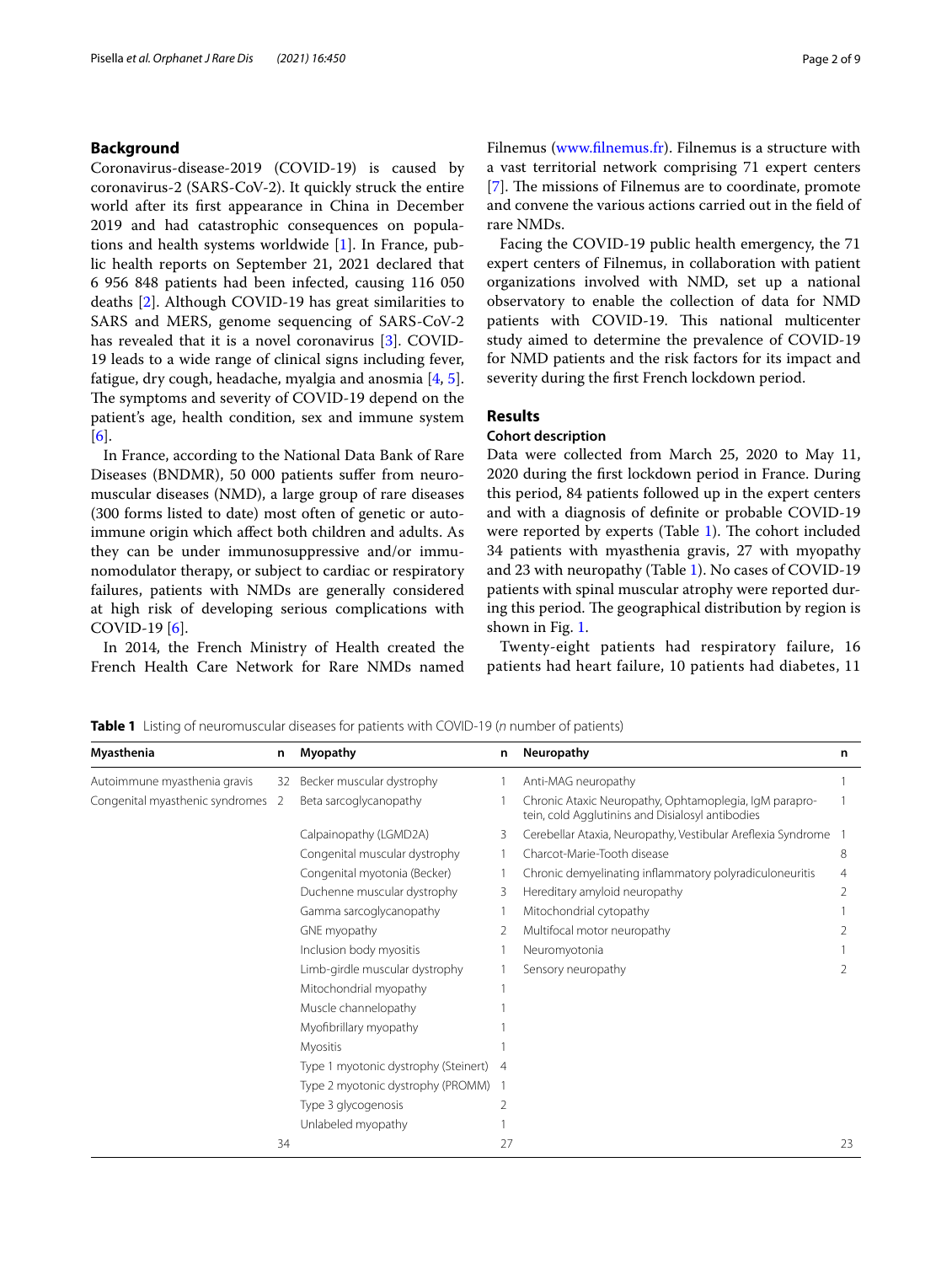## Background

Coronavirus-disease-2019 (COVID-19) is caused by coronavirus-2 (SARS-CoV-2). It quickly struck the entire world after its first appearance in China in December 2019 and had catastrophic consequences on populations and health systems worldwide [1]. In France, public health reports on September 21, 2021 declared that 6 956 848 patients had been infected, causing 116 050 deaths [2]. Although COVID-19 has great similarities to SARS and MERS, genome sequencing of SARS-CoV-2 has revealed that it is a novel coronavirus [3]. COVID-19 leads to a wide range of clinical signs including fever, fatigue, dry cough, headache, myalgia and anosmia [4, 5]. The symptoms and severity of COVID-19 depend on the patient's age, health condition, sex and immune system [6].

In France, according to the National Data Bank of Rare Diseases (BNDMR), 50 000 patients suffer from neuromuscular diseases (NMD), a large group of rare diseases (300 forms listed to date) most often of genetic or autoimmune origin which affect both children and adults. As they can be under immunosuppressive and/or immunomodulator therapy, or subject to cardiac or respiratory failures, patients with NMDs are generally considered at high risk of developing serious complications with COVID-19 [6].

In 2014, the French Ministry of Health created the French Health Care Network for Rare NMDs named Filnemus (www.filnemus.fr). Filnemus is a structure with a vast territorial network comprising 71 expert centers [7]. The missions of Filnemus are to coordinate, promote and convene the various actions carried out in the field of rare NMDs.

Facing the COVID-19 public health emergency, the 71 expert centers of Filnemus, in collaboration with patient organizations involved with NMD, set up a national observatory to enable the collection of data for NMD patients with COVID-19. This national multicenter study aimed to determine the prevalence of COVID-19 for NMD patients and the risk factors for its impact and severity during the first French lockdown period.

## Results

### Cohort description

Data were collected from March 25, 2020 to May 11, 2020 during the first lockdown period in France. During this period, 84 patients followed up in the expert centers and with a diagnosis of definite or probable COVID-19 were reported by experts (Table 1). The cohort included 34 patients with myasthenia gravis, 27 with myopathy and 23 with neuropathy (Table 1). No cases of COVID-19 patients with spinal muscular atrophy were reported during this period. The geographical distribution by region is shown in Fig. 1.

Twenty-eight patients had respiratory failure, 16 patients had heart failure, 10 patients had diabetes, 11

**Table 1** Listing of neuromuscular diseases for patients with COVID-19 (*n* number of patients)

| Myasthenia | n | Myopathy | n | Neuropathy | n |
|---|---|---|---|---|---|
| Autoimmune myasthenia gravis | 32 | Becker muscular dystrophy | 1 | Anti-MAG neuropathy | 1 |
| Congenital myasthenic syndromes | 2 | Beta sarcoglycanopathy | 1 | Chronic Ataxic Neuropathy, Ophtamoplegia, IgM paraprotein, cold Agglutinins and Disialosyl antibodies | 1 |
| | | Calpainopathy (LGMD2A) | 3 | Cerebellar Ataxia, Neuropathy, Vestibular Areflexia Syndrome | 1 |
| | | Congenital muscular dystrophy | 1 | Charcot-Marie-Tooth disease | 8 |
| | | Congenital myotonia (Becker) | 1 | Chronic demyelinating inflammatory polyradiculoneuritis | 4 |
| | | Duchenne muscular dystrophy | 3 | Hereditary amyloid neuropathy | 2 |
| | | Gamma sarcoglycanopathy | 1 | Mitochondrial cytopathy | 1 |
| | | GNE myopathy | 2 | Multifocal motor neuropathy | 2 |
| | | Inclusion body myositis | 1 | Neuromyotonia | 1 |
| | | Limb-girdle muscular dystrophy | 1 | Sensory neuropathy | 2 |
| | | Mitochondrial myopathy | 1 | | |
| | | Muscle channelopathy | 1 | | |
| | | Myofibrillary myopathy | 1 | | |
| | | Myositis | 1 | | |
| | | Type 1 myotonic dystrophy (Steinert) | 4 | | |
| | | Type 2 myotonic dystrophy (PROMM) | 1 | | |
| | | Type 3 glycogenosis | 2 | | |
| | | Unlabeled myopathy | 1 | | |
| | 34 | | 27 | | 23 |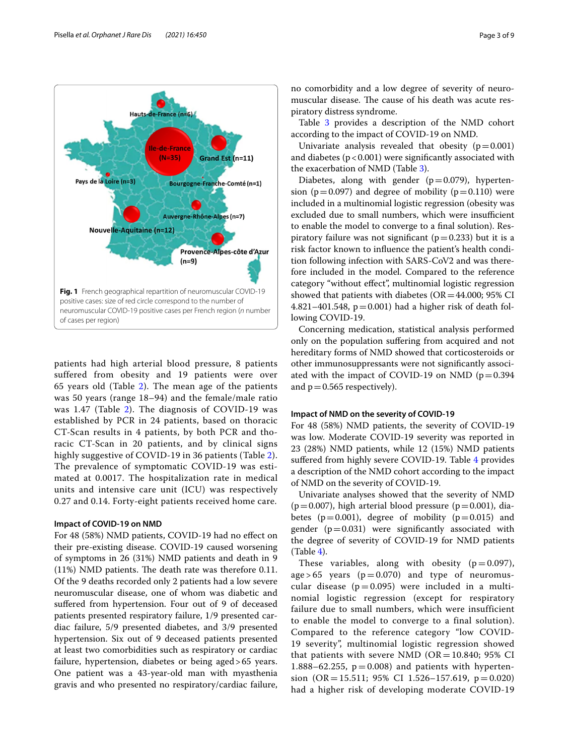Fig. 1 French geographical repartition of neuromuscular COVID-19 positive cases: size of red circle correspond to the number of neuromuscular COVID-19 positive cases per French region (*n* number of cases per region)

patients had high arterial blood pressure, 8 patients suffered from obesity and 19 patients were over 65 years old (Table 2). The mean age of the patients was 50 years (range 18–94) and the female/male ratio was 1.47 (Table 2). The diagnosis of COVID-19 was established by PCR in 24 patients, based on thoracic CT-Scan results in 4 patients, by both PCR and thoracic CT-Scan in 20 patients, and by clinical signs highly suggestive of COVID-19 in 36 patients (Table 2). The prevalence of symptomatic COVID-19 was estimated at 0.0017. The hospitalization rate in medical units and intensive care unit (ICU) was respectively 0.27 and 0.14. Forty-eight patients received home care.

### Impact of COVID-19 on NMD

For 48 (58%) NMD patients, COVID-19 had no effect on their pre-existing disease. COVID-19 caused worsening of symptoms in 26 (31%) NMD patients and death in 9 (11%) NMD patients. The death rate was therefore 0.11. Of the 9 deaths recorded only 2 patients had a low severe neuromuscular disease, one of whom was diabetic and suffered from hypertension. Four out of 9 of deceased patients presented respiratory failure, 1/9 presented cardiac failure, 5/9 presented diabetes, and 3/9 presented hypertension. Six out of 9 deceased patients presented at least two comorbidities such as respiratory or cardiac failure, hypertension, diabetes or being aged > 65 years. One patient was a 43-year-old man with myasthenia gravis and who presented no respiratory/cardiac failure, no comorbidity and a low degree of severity of neuromuscular disease. The cause of his death was acute respiratory distress syndrome.

Table 3 provides a description of the NMD cohort according to the impact of COVID-19 on NMD.

Univariate analysis revealed that obesity ($p = 0.001$) and diabetes ($p < 0.001$) were significantly associated with the exacerbation of NMD (Table 3).

Diabetes, along with gender ($p = 0.079$), hypertension ($p = 0.097$) and degree of mobility ($p = 0.110$) were included in a multinomial logistic regression (obesity was excluded due to small numbers, which were insufficient to enable the model to converge to a final solution). Respiratory failure was not significant ($p = 0.233$) but it is a risk factor known to influence the patient's health condition following infection with SARS-CoV2 and was therefore included in the model. Compared to the reference category "without effect", multinomial logistic regression showed that patients with diabetes (OR = 44.000; 95% CI 4.821–401.548, $p = 0.001$) had a higher risk of death following COVID-19.

Concerning medication, statistical analysis performed only on the population suffering from acquired and not hereditary forms of NMD showed that corticosteroids or other immunosuppressants were not significantly associated with the impact of COVID-19 on NMD ($p = 0.394$ and $p = 0.565$ respectively).

### Impact of NMD on the severity of COVID-19

For 48 (58%) NMD patients, the severity of COVID-19 was low. Moderate COVID-19 severity was reported in 23 (28%) NMD patients, while 12 (15%) NMD patients suffered from highly severe COVID-19. Table 4 provides a description of the NMD cohort according to the impact of NMD on the severity of COVID-19.

Univariate analyses showed that the severity of NMD ($p = 0.007$), high arterial blood pressure ($p = 0.001$), diabetes ($p = 0.001$), degree of mobility ($p = 0.015$) and gender ($p = 0.031$) were significantly associated with the degree of severity of COVID-19 for NMD patients (Table 4).

These variables, along with obesity ($p = 0.097$), age > 65 years ($p = 0.070$) and type of neuromuscular disease ($p = 0.095$) were included in a multinomial logistic regression (except for respiratory failure due to small numbers, which were insufficient to enable the model to converge to a final solution). Compared to the reference category "low COVID-19 severity", multinomial logistic regression showed that patients with severe NMD (OR = 10.840; 95% CI 1.888–62.255, $p = 0.008$) and patients with hypertension (OR = 15.511; 95% CI 1.526–157.619, $p = 0.020$) had a higher risk of developing moderate COVID-19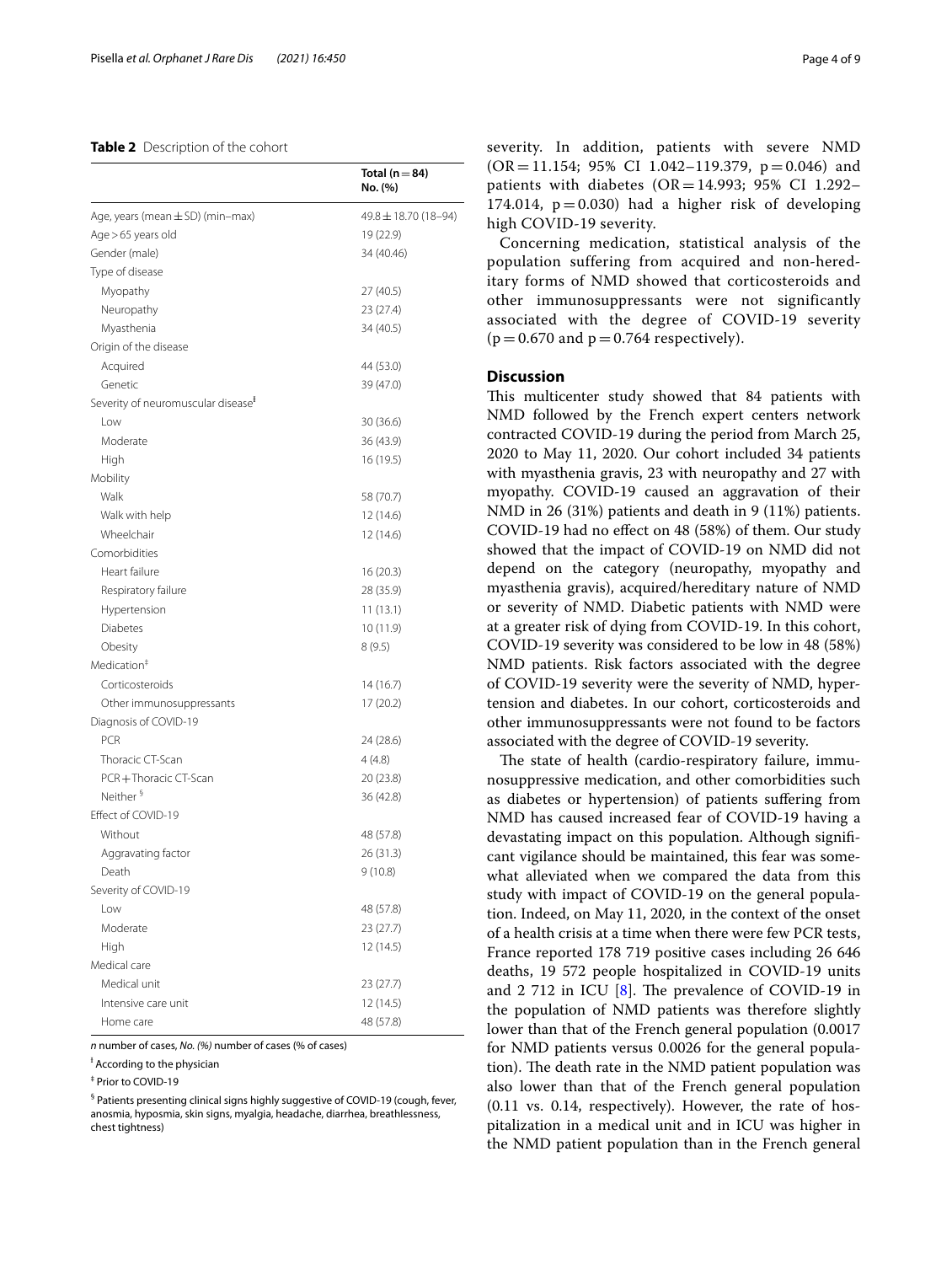**Table 2** Description of the cohort

| | Total (n = 84) No. (%) |
|---|---|
| Age, years (mean ± SD) (min–max) | 49.8 ± 18.70 (18–94) |
| Age > 65 years old | 19 (22.9) |
| Gender (male) | 34 (40.46) |
| Type of disease | |
| Myopathy | 27 (40.5) |
| Neuropathy | 23 (27.4) |
| Myasthenia | 34 (40.5) |
| Origin of the disease | |
| Acquired | 44 (53.0) |
| Genetic | 39 (47.0) |
| Severity of neuromuscular disease[ǂ] | |
| Low | 30 (36.6) |
| Moderate | 36 (43.9) |
| High | 16 (19.5) |
| Mobility | |
| Walk | 58 (70.7) |
| Walk with help | 12 (14.6) |
| Wheelchair | 12 (14.6) |
| Comorbidities | |
| Heart failure | 16 (20.3) |
| Respiratory failure | 28 (35.9) |
| Hypertension | 11 (13.1) |
| Diabetes | 10 (11.9) |
| Obesity | 8 (9.5) |
| Medication[‡] | |
| Corticosteroids | 14 (16.7) |
| Other immunosuppressants | 17 (20.2) |
| Diagnosis of COVID-19 | |
| PCR | 24 (28.6) |
| Thoracic CT-Scan | 4 (4.8) |
| PCR + Thoracic CT-Scan | 20 (23.8) |
| Neither [§] | 36 (42.8) |
| Effect of COVID-19 | |
| Without | 48 (57.8) |
| Aggravating factor | 26 (31.3) |
| Death | 9 (10.8) |
| Severity of COVID-19 | |
| Low | 48 (57.8) |
| Moderate | 23 (27.7) |
| High | 12 (14.5) |
| Medical care | |
| Medical unit | 23 (27.7) |
| Intensive care unit | 12 (14.5) |
| Home care | 48 (57.8) |

*n* number of cases, *No. (%)* number of cases (% of cases)

[ǂ] According to the physician

[‡] Prior to COVID-19

[§] Patients presenting clinical signs highly suggestive of COVID-19 (cough, fever, anosmia, hyposmia, skin signs, myalgia, headache, diarrhea, breathlessness, chest tightness)

severity. In addition, patients with severe NMD (OR = 11.154; 95% CI 1.042–119.379, $p = 0.046$) and patients with diabetes (OR = 14.993; 95% CI 1.292–174.014, $p = 0.030$) had a higher risk of developing high COVID-19 severity.

Concerning medication, statistical analysis of the population suffering from acquired and non-hereditary forms of NMD showed that corticosteroids and other immunosuppressants were not significantly associated with the degree of COVID-19 severity ($p = 0.670$ and $p = 0.764$ respectively).

## Discussion

This multicenter study showed that 84 patients with NMD followed by the French expert centers network contracted COVID-19 during the period from March 25, 2020 to May 11, 2020. Our cohort included 34 patients with myasthenia gravis, 23 with neuropathy and 27 with myopathy. COVID-19 caused an aggravation of their NMD in 26 (31%) patients and death in 9 (11%) patients. COVID-19 had no effect on 48 (58%) of them. Our study showed that the impact of COVID-19 on NMD did not depend on the category (neuropathy, myopathy and myasthenia gravis), acquired/hereditary nature of NMD or severity of NMD. Diabetic patients with NMD were at a greater risk of dying from COVID-19. In this cohort, COVID-19 severity was considered to be low in 48 (58%) NMD patients. Risk factors associated with the degree of COVID-19 severity were the severity of NMD, hypertension and diabetes. In our cohort, corticosteroids and other immunosuppressants were not found to be factors associated with the degree of COVID-19 severity.

The state of health (cardio-respiratory failure, immunosuppressive medication, and other comorbidities such as diabetes or hypertension) of patients suffering from NMD has caused increased fear of COVID-19 having a devastating impact on this population. Although significant vigilance should be maintained, this fear was somewhat alleviated when we compared the data from this study with impact of COVID-19 on the general population. Indeed, on May 11, 2020, in the context of the onset of a health crisis at a time when there were few PCR tests, France reported 178 719 positive cases including 26 646 deaths, 19 572 people hospitalized in COVID-19 units and 2 712 in ICU [8]. The prevalence of COVID-19 in the population of NMD patients was therefore slightly lower than that of the French general population (0.0017 for NMD patients versus 0.0026 for the general population). The death rate in the NMD patient population was also lower than that of the French general population (0.11 vs. 0.14, respectively). However, the rate of hospitalization in a medical unit and in ICU was higher in the NMD patient population than in the French general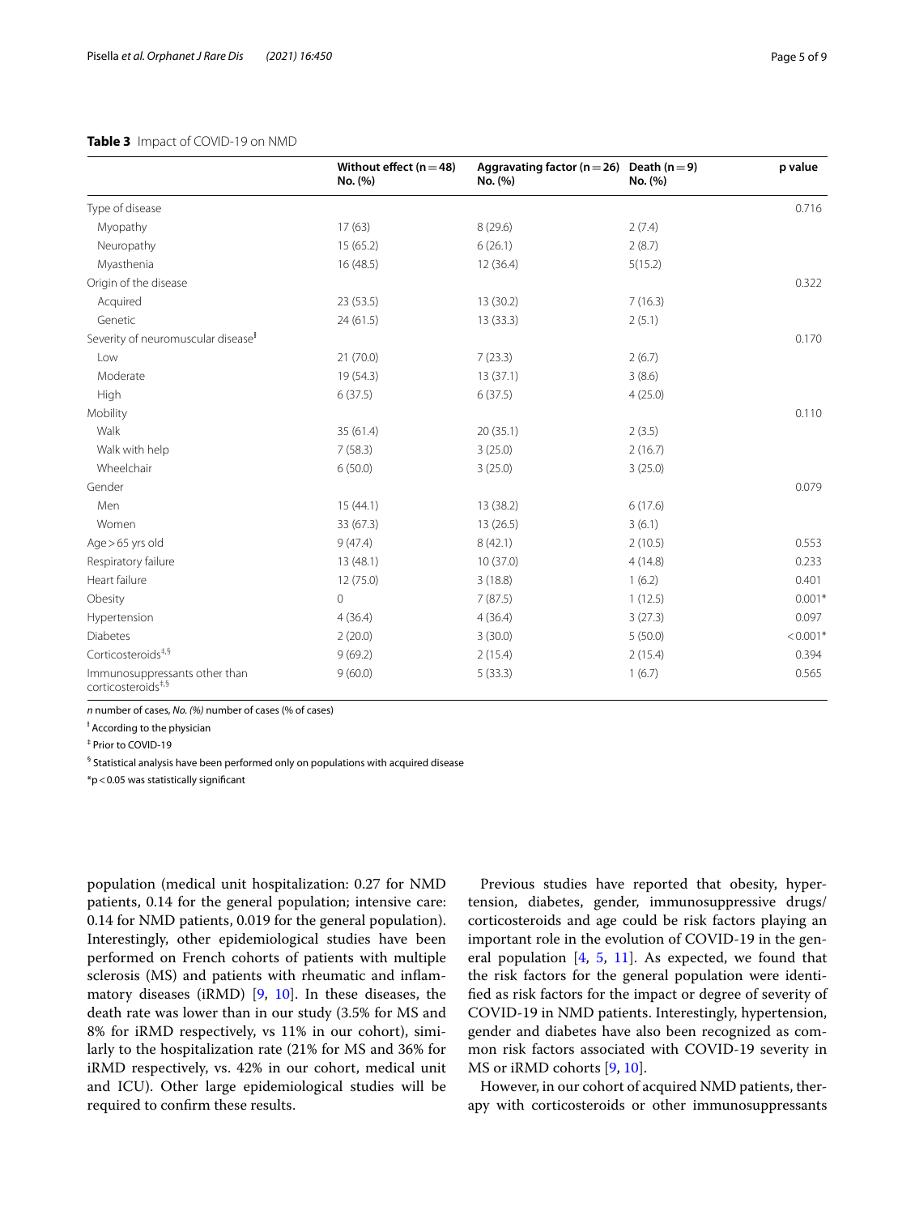**Table 3** Impact of COVID-19 on NMD

| | Without effect (n = 48) No. (%) | Aggravating factor (n = 26) No. (%) | Death (n = 9) No. (%) | p value |
|---|---|---|---|---|
| Type of disease | | | | 0.716 |
| Myopathy | 17 (63) | 8 (29.6) | 2 (7.4) | |
| Neuropathy | 15 (65.2) | 6 (26.1) | 2 (8.7) | |
| Myasthenia | 16 (48.5) | 12 (36.4) | 5(15.2) | |
| Origin of the disease | | | | 0.322 |
| Acquired | 23 (53.5) | 13 (30.2) | 7 (16.3) | |
| Genetic | 24 (61.5) | 13 (33.3) | 2 (5.1) | |
| Severity of neuromuscular disease[ǂ] | | | | 0.170 |
| Low | 21 (70.0) | 7 (23.3) | 2 (6.7) | |
| Moderate | 19 (54.3) | 13 (37.1) | 3 (8.6) | |
| High | 6 (37.5) | 6 (37.5) | 4 (25.0) | |
| Mobility | | | | 0.110 |
| Walk | 35 (61.4) | 20 (35.1) | 2 (3.5) | |
| Walk with help | 7 (58.3) | 3 (25.0) | 2 (16.7) | |
| Wheelchair | 6 (50.0) | 3 (25.0) | 3 (25.0) | |
| Gender | | | | 0.079 |
| Men | 15 (44.1) | 13 (38.2) | 6 (17.6) | |
| Women | 33 (67.3) | 13 (26.5) | 3 (6.1) | |
| Age > 65 yrs old | 9 (47.4) | 8 (42.1) | 2 (10.5) | 0.553 |
| Respiratory failure | 13 (48.1) | 10 (37.0) | 4 (14.8) | 0.233 |
| Heart failure | 12 (75.0) | 3 (18.8) | 1 (6.2) | 0.401 |
| Obesity | 0 | 7 (87.5) | 1 (12.5) | 0.001* |
| Hypertension | 4 (36.4) | 4 (36.4) | 3 (27.3) | 0.097 |
| Diabetes | 2 (20.0) | 3 (30.0) | 5 (50.0) | < 0.001* |
| Corticosteroids[‡,§] | 9 (69.2) | 2 (15.4) | 2 (15.4) | 0.394 |
| Immunosuppressants other than corticosteroids[‡,§] | 9 (60.0) | 5 (33.3) | 1 (6.7) | 0.565 |

*n* number of cases, *No. (%)* number of cases (% of cases)

[ǂ] According to the physician

[‡] Prior to COVID-19

[§] Statistical analysis have been performed only on populations with acquired disease

*p < 0.05 was statistically significant

population (medical unit hospitalization: 0.27 for NMD patients, 0.14 for the general population; intensive care: 0.14 for NMD patients, 0.019 for the general population). Interestingly, other epidemiological studies have been performed on French cohorts of patients with multiple sclerosis (MS) and patients with rheumatic and inflammatory diseases (iRMD) [9, 10]. In these diseases, the death rate was lower than in our study (3.5% for MS and 8% for iRMD respectively, vs 11% in our cohort), similarly to the hospitalization rate (21% for MS and 36% for iRMD respectively, vs. 42% in our cohort, medical unit and ICU). Other large epidemiological studies will be required to confirm these results.

Previous studies have reported that obesity, hypertension, diabetes, gender, immunosuppressive drugs/corticosteroids and age could be risk factors playing an important role in the evolution of COVID-19 in the general population [4, 5, 11]. As expected, we found that the risk factors for the general population were identified as risk factors for the impact or degree of severity of COVID-19 in NMD patients. Interestingly, hypertension, gender and diabetes have also been recognized as common risk factors associated with COVID-19 severity in MS or iRMD cohorts [9, 10].

However, in our cohort of acquired NMD patients, therapy with corticosteroids or other immunosuppressants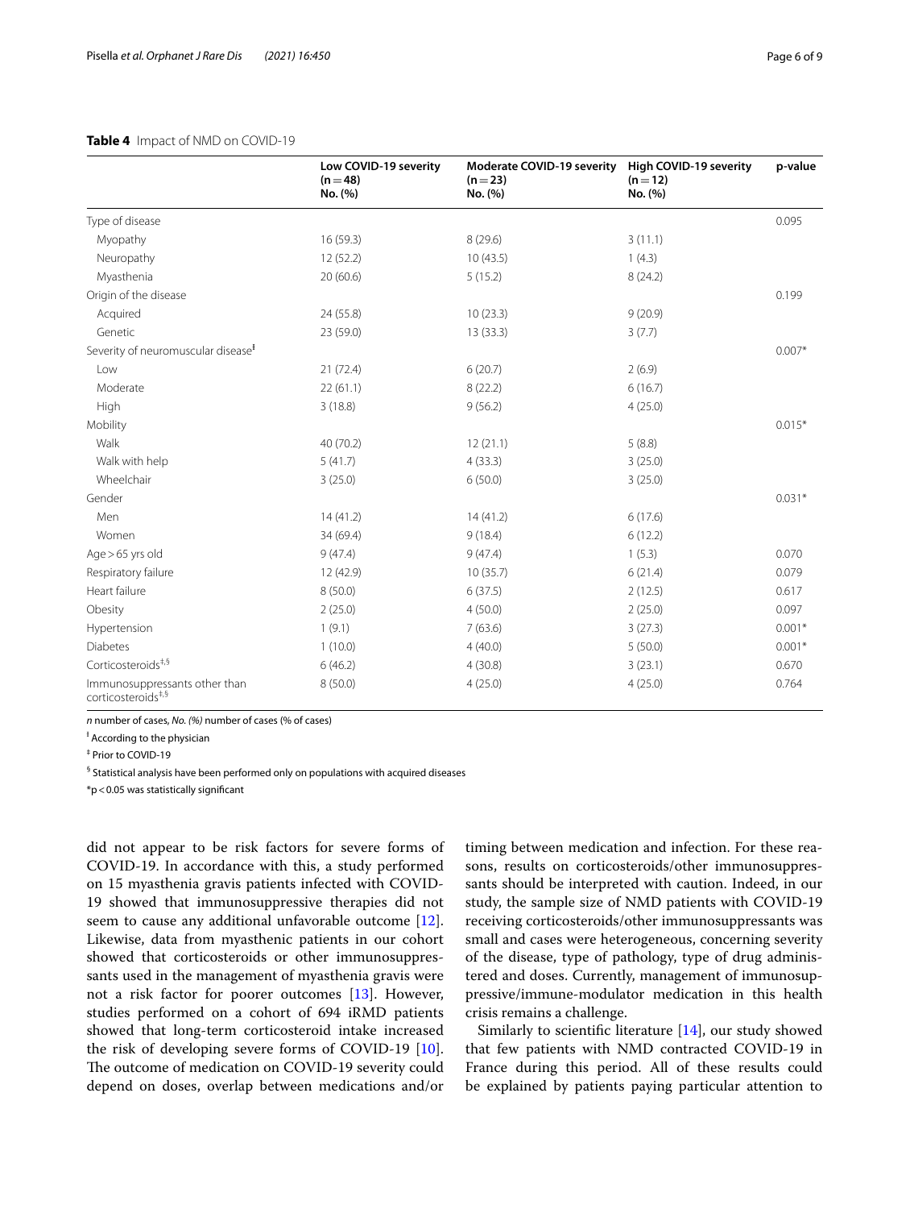**Table 4** Impact of NMD on COVID-19

| | Low COVID-19 severity (n = 48) No. (%) | Moderate COVID-19 severity (n = 23) No. (%) | High COVID-19 severity (n = 12) No. (%) | p-value |
|---|---|---|---|---|
| Type of disease | | | | 0.095 |
| Myopathy | 16 (59.3) | 8 (29.6) | 3 (11.1) | |
| Neuropathy | 12 (52.2) | 10 (43.5) | 1 (4.3) | |
| Myasthenia | 20 (60.6) | 5 (15.2) | 8 (24.2) | |
| Origin of the disease | | | | 0.199 |
| Acquired | 24 (55.8) | 10 (23.3) | 9 (20.9) | |
| Genetic | 23 (59.0) | 13 (33.3) | 3 (7.7) | |
| Severity of neuromuscular disease[ǂ] | | | | 0.007* |
| Low | 21 (72.4) | 6 (20.7) | 2 (6.9) | |
| Moderate | 22 (61.1) | 8 (22.2) | 6 (16.7) | |
| High | 3 (18.8) | 9 (56.2) | 4 (25.0) | |
| Mobility | | | | 0.015* |
| Walk | 40 (70.2) | 12 (21.1) | 5 (8.8) | |
| Walk with help | 5 (41.7) | 4 (33.3) | 3 (25.0) | |
| Wheelchair | 3 (25.0) | 6 (50.0) | 3 (25.0) | |
| Gender | | | | 0.031* |
| Men | 14 (41.2) | 14 (41.2) | 6 (17.6) | |
| Women | 34 (69.4) | 9 (18.4) | 6 (12.2) | |
| Age > 65 yrs old | 9 (47.4) | 9 (47.4) | 1 (5.3) | 0.070 |
| Respiratory failure | 12 (42.9) | 10 (35.7) | 6 (21.4) | 0.079 |
| Heart failure | 8 (50.0) | 6 (37.5) | 2 (12.5) | 0.617 |
| Obesity | 2 (25.0) | 4 (50.0) | 2 (25.0) | 0.097 |
| Hypertension | 1 (9.1) | 7 (63.6) | 3 (27.3) | 0.001* |
| Diabetes | 1 (10.0) | 4 (40.0) | 5 (50.0) | 0.001* |
| Corticosteroids[‡,§] | 6 (46.2) | 4 (30.8) | 3 (23.1) | 0.670 |
| Immunosuppressants other than corticosteroids[‡,§] | 8 (50.0) | 4 (25.0) | 4 (25.0) | 0.764 |

*n* number of cases, *No. (%)* number of cases (% of cases)

ǂ According to the physician

‡ Prior to COVID-19

§ Statistical analysis have been performed only on populations with acquired diseases

*p < 0.05 was statistically significant

did not appear to be risk factors for severe forms of COVID-19. In accordance with this, a study performed on 15 myasthenia gravis patients infected with COVID-19 showed that immunosuppressive therapies did not seem to cause any additional unfavorable outcome [12]. Likewise, data from myasthenic patients in our cohort showed that corticosteroids or other immunosuppressants used in the management of myasthenia gravis were not a risk factor for poorer outcomes [13]. However, studies performed on a cohort of 694 iRMD patients showed that long-term corticosteroid intake increased the risk of developing severe forms of COVID-19 [10]. The outcome of medication on COVID-19 severity could depend on doses, overlap between medications and/or timing between medication and infection. For these reasons, results on corticosteroids/other immunosuppressants should be interpreted with caution. Indeed, in our study, the sample size of NMD patients with COVID-19 receiving corticosteroids/other immunosuppressants was small and cases were heterogeneous, concerning severity of the disease, type of pathology, type of drug administered and doses. Currently, management of immunosuppressive/immune-modulator medication in this health crisis remains a challenge.

Similarly to scientific literature [14], our study showed that few patients with NMD contracted COVID-19 in France during this period. All of these results could be explained by patients paying particular attention to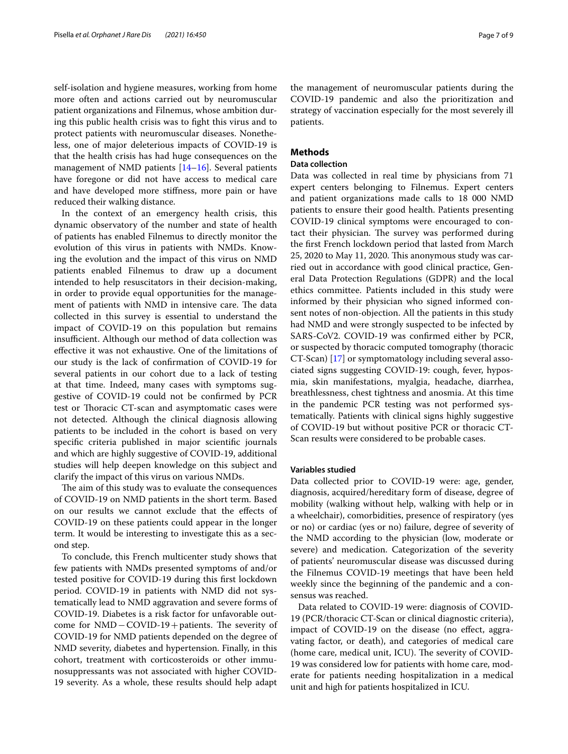self-isolation and hygiene measures, working from home more often and actions carried out by neuromuscular patient organizations and Filnemus, whose ambition during this public health crisis was to fight this virus and to protect patients with neuromuscular diseases. Nonetheless, one of major deleterious impacts of COVID-19 is that the health crisis has had huge consequences on the management of NMD patients [14–16]. Several patients have foregone or did not have access to medical care and have developed more stiffness, more pain or have reduced their walking distance.

In the context of an emergency health crisis, this dynamic observatory of the number and state of health of patients has enabled Filnemus to directly monitor the evolution of this virus in patients with NMDs. Knowing the evolution and the impact of this virus on NMD patients enabled Filnemus to draw up a document intended to help resuscitators in their decision-making, in order to provide equal opportunities for the management of patients with NMD in intensive care. The data collected in this survey is essential to understand the impact of COVID-19 on this population but remains insufficient. Although our method of data collection was effective it was not exhaustive. One of the limitations of our study is the lack of confirmation of COVID-19 for several patients in our cohort due to a lack of testing at that time. Indeed, many cases with symptoms suggestive of COVID-19 could not be confirmed by PCR test or Thoracic CT-scan and asymptomatic cases were not detected. Although the clinical diagnosis allowing patients to be included in the cohort is based on very specific criteria published in major scientific journals and which are highly suggestive of COVID-19, additional studies will help deepen knowledge on this subject and clarify the impact of this virus on various NMDs.

The aim of this study was to evaluate the consequences of COVID-19 on NMD patients in the short term. Based on our results we cannot exclude that the effects of COVID-19 on these patients could appear in the longer term. It would be interesting to investigate this as a second step.

To conclude, this French multicenter study shows that few patients with NMDs presented symptoms of and/or tested positive for COVID-19 during this first lockdown period. COVID-19 in patients with NMD did not systematically lead to NMD aggravation and severe forms of COVID-19. Diabetes is a risk factor for unfavorable outcome for NMD − COVID-19 + patients. The severity of COVID-19 for NMD patients depended on the degree of NMD severity, diabetes and hypertension. Finally, in this cohort, treatment with corticosteroids or other immunosuppressants was not associated with higher COVID-19 severity. As a whole, these results should help adapt the management of neuromuscular patients during the COVID-19 pandemic and also the prioritization and strategy of vaccination especially for the most severely ill patients.

## Methods

### Data collection

Data was collected in real time by physicians from 71 expert centers belonging to Filnemus. Expert centers and patient organizations made calls to 18 000 NMD patients to ensure their good health. Patients presenting COVID-19 clinical symptoms were encouraged to contact their physician. The survey was performed during the first French lockdown period that lasted from March 25, 2020 to May 11, 2020. This anonymous study was carried out in accordance with good clinical practice, General Data Protection Regulations (GDPR) and the local ethics committee. Patients included in this study were informed by their physician who signed informed consent notes of non-objection. All the patients in this study had NMD and were strongly suspected to be infected by SARS-CoV2. COVID-19 was confirmed either by PCR, or suspected by thoracic computed tomography (thoracic CT-Scan) [17] or symptomatology including several associated signs suggesting COVID-19: cough, fever, hyposmia, skin manifestations, myalgia, headache, diarrhea, breathlessness, chest tightness and anosmia. At this time in the pandemic PCR testing was not performed systematically. Patients with clinical signs highly suggestive of COVID-19 but without positive PCR or thoracic CT-Scan results were considered to be probable cases.

### Variables studied

Data collected prior to COVID-19 were: age, gender, diagnosis, acquired/hereditary form of disease, degree of mobility (walking without help, walking with help or in a wheelchair), comorbidities, presence of respiratory (yes or no) or cardiac (yes or no) failure, degree of severity of the NMD according to the physician (low, moderate or severe) and medication. Categorization of the severity of patients' neuromuscular disease was discussed during the Filnemus COVID-19 meetings that have been held weekly since the beginning of the pandemic and a consensus was reached.

Data related to COVID-19 were: diagnosis of COVID-19 (PCR/thoracic CT-Scan or clinical diagnostic criteria), impact of COVID-19 on the disease (no effect, aggravating factor, or death), and categories of medical care (home care, medical unit, ICU). The severity of COVID-19 was considered low for patients with home care, moderate for patients needing hospitalization in a medical unit and high for patients hospitalized in ICU.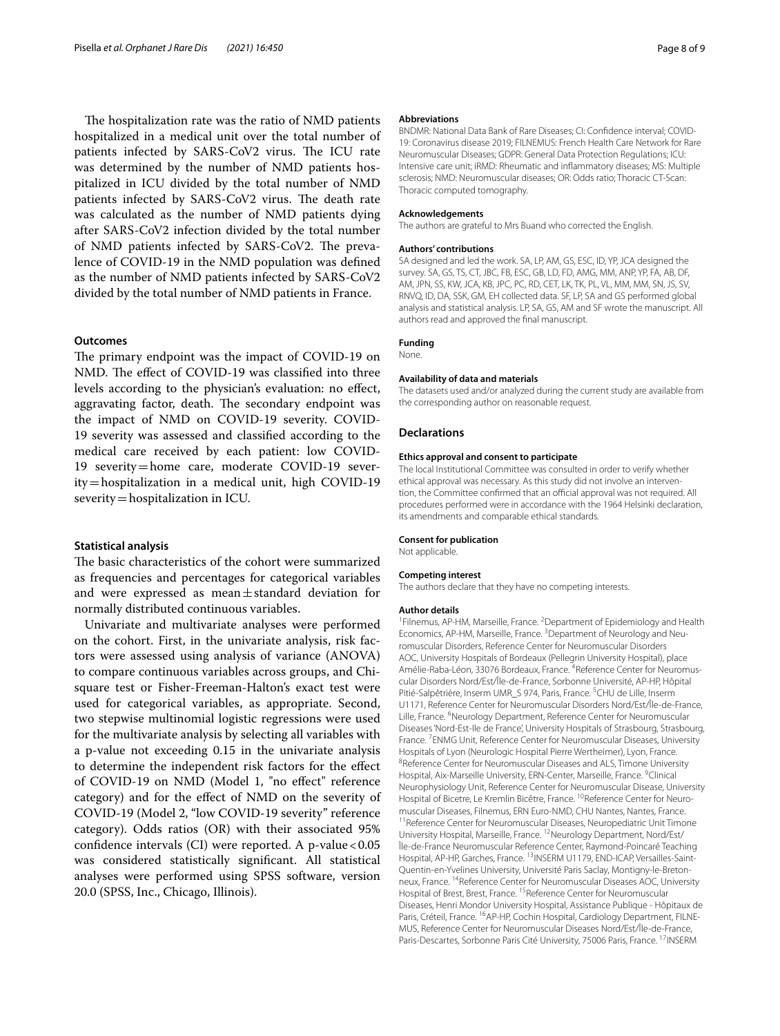The hospitalization rate was the ratio of NMD patients hospitalized in a medical unit over the total number of patients infected by SARS-CoV2 virus. The ICU rate was determined by the number of NMD patients hospitalized in ICU divided by the total number of NMD patients infected by SARS-CoV2 virus. The death rate was calculated as the number of NMD patients dying after SARS-CoV2 infection divided by the total number of NMD patients infected by SARS-CoV2. The prevalence of COVID-19 in the NMD population was defined as the number of NMD patients infected by SARS-CoV2 divided by the total number of NMD patients in France.

### Outcomes

The primary endpoint was the impact of COVID-19 on NMD. The effect of COVID-19 was classified into three levels according to the physician's evaluation: no effect, aggravating factor, death. The secondary endpoint was the impact of NMD on COVID-19 severity. COVID-19 severity was assessed and classified according to the medical care received by each patient: low COVID-19 severity = home care, moderate COVID-19 severity = hospitalization in a medical unit, high COVID-19 severity = hospitalization in ICU.

### Statistical analysis

The basic characteristics of the cohort were summarized as frequencies and percentages for categorical variables and were expressed as mean ± standard deviation for normally distributed continuous variables.

Univariate and multivariate analyses were performed on the cohort. First, in the univariate analysis, risk factors were assessed using analysis of variance (ANOVA) to compare continuous variables across groups, and Chi-square test or Fisher-Freeman-Halton's exact test were used for categorical variables, as appropriate. Second, two stepwise multinomial logistic regressions were used for the multivariate analysis by selecting all variables with a p-value not exceeding 0.15 in the univariate analysis to determine the independent risk factors for the effect of COVID-19 on NMD (Model 1, "no effect" reference category) and for the effect of NMD on the severity of COVID-19 (Model 2, "low COVID-19 severity" reference category). Odds ratios (OR) with their associated 95% confidence intervals (CI) were reported. A p-value < 0.05 was considered statistically significant. All statistical analyses were performed using SPSS software, version 20.0 (SPSS, Inc., Chicago, Illinois).

#### Abbreviations

BNDMR: National Data Bank of Rare Diseases; CI: Confidence interval; COVID-19: Coronavirus disease 2019; FILNEMUS: French Health Care Network for Rare Neuromuscular Diseases; GDPR: General Data Protection Regulations; ICU: Intensive care unit; iRMD: Rheumatic and inflammatory diseases; MS: Multiple sclerosis; NMD: Neuromuscular diseases; OR: Odds ratio; Thoracic CT-Scan: Thoracic computed tomography.

#### Acknowledgements

The authors are grateful to Mrs Buand who corrected the English.

#### Authors' contributions

SA designed and led the work. SA, LP, AM, GS, ESC, ID, YP, JCA designed the survey. SA, GS, TS, CT, JBC, FB, ESC, GB, LD, FD, AMG, MM, ANP, YP, FA, AB, DF, AM, JPN, SS, KW, JCA, KB, JPC, PC, RD, CET, LK, TK, PL, VL, MM, MM, SN, JS, SV, RNVQ, ID, DA, SSK, GM, EH collected data. SF, LP, SA and GS performed global analysis and statistical analysis. LP, SA, GS, AM and SF wrote the manuscript. All authors read and approved the final manuscript.

#### Funding

None.

#### Availability of data and materials

The datasets used and/or analyzed during the current study are available from the corresponding author on reasonable request.

### Declarations

#### Ethics approval and consent to participate

The local Institutional Committee was consulted in order to verify whether ethical approval was necessary. As this study did not involve an intervention, the Committee confirmed that an official approval was not required. All procedures performed were in accordance with the 1964 Helsinki declaration, its amendments and comparable ethical standards.

#### Consent for publication

Not applicable.

#### Competing interest

The authors declare that they have no competing interests.

#### Author details

[1]Filnemus, AP-HM, Marseille, France. [2]Department of Epidemiology and Health Economics, AP-HM, Marseille, France. [3]Department of Neurology and Neuromuscular Disorders, Reference Center for Neuromuscular Disorders AOC, University Hospitals of Bordeaux (Pellegrin University Hospital), place Amélie-Raba-Léon, 33076 Bordeaux, France. [4]Reference Center for Neuromuscular Disorders Nord/Est/Île-de-France, Sorbonne Université, AP-HP, Hôpital Pitié-Salpêtrière, Inserm UMR_S 974, Paris, France. [5]CHU de Lille, Inserm U1171, Reference Center for Neuromuscular Disorders Nord/Est/Île-de-France, Lille, France. [6]Neurology Department, Reference Center for Neuromuscular Diseases 'Nord-Est-Ile de France', University Hospitals of Strasbourg, Strasbourg, France. [7]ENMG Unit, Reference Center for Neuromuscular Diseases, University Hospitals of Lyon (Neurologic Hospital Pierre Wertheimer), Lyon, France. [8]Reference Center for Neuromuscular Diseases and ALS, Timone University Hospital, Aix-Marseille University, ERN-Center, Marseille, France. [9]Clinical Neurophysiology Unit, Reference Center for Neuromuscular Disease, University Hospital of Bicetre, Le Kremlin Bicêtre, France. [10]Reference Center for Neuromuscular Diseases, Filnemus, ERN Euro-NMD, CHU Nantes, Nantes, France. [11]Reference Center for Neuromuscular Diseases, Neuropediatric Unit Timone University Hospital, Marseille, France. [12]Neurology Department, Nord/Est/Île-de-France Neuromuscular Reference Center, Raymond-Poincaré Teaching Hospital, AP-HP, Garches, France. [13]INSERM U1179, END-ICAP, Versailles-Saint-Quentin-en-Yvelines University, Université Paris Saclay, Montigny-le-Bretonneux, France. [14]Reference Center for Neuromuscular Diseases AOC, University Hospital of Brest, Brest, France. [15]Reference Center for Neuromuscular Diseases, Henri Mondor University Hospital, Assistance Publique - Hôpitaux de Paris, Créteil, France. [16]AP-HP, Cochin Hospital, Cardiology Department, FILNEMUS, Reference Center for Neuromuscular Diseases Nord/Est/Île-de-France, Paris-Descartes, Sorbonne Paris Cité University, 75006 Paris, France. [17]INSERM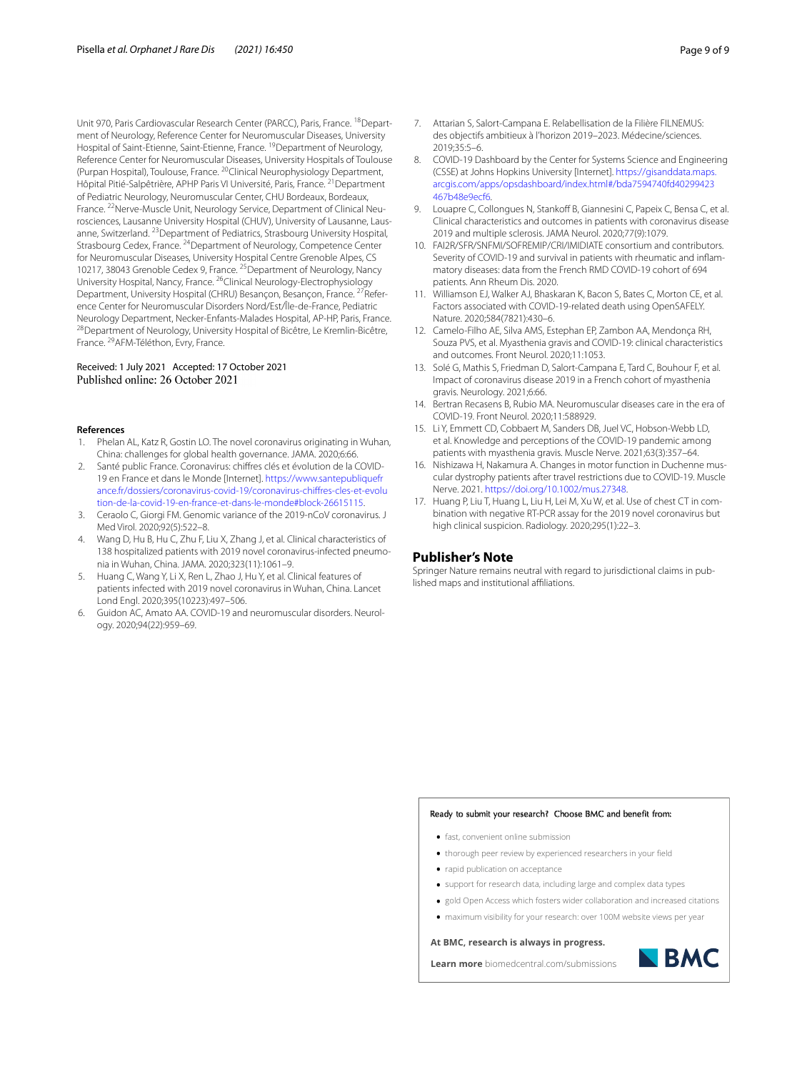Unit 970, Paris Cardiovascular Research Center (PARCC), Paris, France. [18]Department of Neurology, Reference Center for Neuromuscular Diseases, University Hospital of Saint-Etienne, Saint-Etienne, France. [19]Department of Neurology, Reference Center for Neuromuscular Diseases, University Hospitals of Toulouse (Purpan Hospital), Toulouse, France. [20]Clinical Neurophysiology Department, Hôpital Pitié-Salpêtrière, APHP Paris VI Université, Paris, France. [21]Department of Pediatric Neurology, Neuromuscular Center, CHU Bordeaux, Bordeaux, France. [22]Nerve-Muscle Unit, Neurology Service, Department of Clinical Neurosciences, Lausanne University Hospital (CHUV), University of Lausanne, Lausanne, Switzerland. [23]Department of Pediatrics, Strasbourg University Hospital, Strasbourg Cedex, France. [24]Department of Neurology, Competence Center for Neuromuscular Diseases, University Hospital Centre Grenoble Alpes, CS 10217, 38043 Grenoble Cedex 9, France. [25]Department of Neurology, Nancy University Hospital, Nancy, France. [26]Clinical Neurology-Electrophysiology Department, University Hospital (CHRU) Besançon, Besançon, France. [27]Reference Center for Neuromuscular Disorders Nord/Est/Île-de-France, Pediatric Neurology Department, Necker-Enfants-Malades Hospital, AP-HP, Paris, France. [28]Department of Neurology, University Hospital of Bicêtre, Le Kremlin-Bicêtre, France. [29]AFM-Téléthon, Evry, France.

Received: 1 July 2021 Accepted: 17 October 2021
Published online: 26 October 2021

## References

1. Phelan AL, Katz R, Gostin LO. The novel coronavirus originating in Wuhan, China: challenges for global health governance. JAMA. 2020;6:66.
2. Santé public France. Coronavirus: chiffres clés et évolution de la COVID-19 en France et dans le Monde [Internet]. https://www.santepubliquefrance.fr/dossiers/coronavirus-covid-19/coronavirus-chiffres-cles-et-evolution-de-la-covid-19-en-france-et-dans-le-monde#block-26615115.
3. Ceraolo C, Giorgi FM. Genomic variance of the 2019-nCoV coronavirus. J Med Virol. 2020;92(5):522–8.
4. Wang D, Hu B, Hu C, Zhu F, Liu X, Zhang J, et al. Clinical characteristics of 138 hospitalized patients with 2019 novel coronavirus-infected pneumonia in Wuhan, China. JAMA. 2020;323(11):1061–9.
5. Huang C, Wang Y, Li X, Ren L, Zhao J, Hu Y, et al. Clinical features of patients infected with 2019 novel coronavirus in Wuhan, China. Lancet Lond Engl. 2020;395(10223):497–506.
6. Guidon AC, Amato AA. COVID-19 and neuromuscular disorders. Neurology. 2020;94(22):959–69.
7. Attarian S, Salort-Campana E. Relabellisation de la Filière FILNEMUS: des objectifs ambitieux à l'horizon 2019–2023. Médecine/sciences. 2019;35:5–6.
8. COVID-19 Dashboard by the Center for Systems Science and Engineering (CSSE) at Johns Hopkins University [Internet]. https://gisanddata.maps.arcgis.com/apps/opsdashboard/index.html#/bda7594740fd40299423467b48e9ecf6.
9. Louapre C, Collongues N, Stankoff B, Giannesini C, Papeix C, Bensa C, et al. Clinical characteristics and outcomes in patients with coronavirus disease 2019 and multiple sclerosis. JAMA Neurol. 2020;77(9):1079.
10. FAI2R/SFR/SNFMI/SOFREMIP/CRI/IMIDIATE consortium and contributors. Severity of COVID-19 and survival in patients with rheumatic and inflammatory diseases: data from the French RMD COVID-19 cohort of 694 patients. Ann Rheum Dis. 2020.
11. Williamson EJ, Walker AJ, Bhaskaran K, Bacon S, Bates C, Morton CE, et al. Factors associated with COVID-19-related death using OpenSAFELY. Nature. 2020;584(7821):430–6.
12. Camelo-Filho AE, Silva AMS, Estephan EP, Zambon AA, Mendonça RH, Souza PVS, et al. Myasthenia gravis and COVID-19: clinical characteristics and outcomes. Front Neurol. 2020;11:1053.
13. Solé G, Mathis S, Friedman D, Salort-Campana E, Tard C, Bouhour F, et al. Impact of coronavirus disease 2019 in a French cohort of myasthenia gravis. Neurology. 2021;6:66.
14. Bertran Recasens B, Rubio MA. Neuromuscular diseases care in the era of COVID-19. Front Neurol. 2020;11:588929.
15. Li Y, Emmett CD, Cobbaert M, Sanders DB, Juel VC, Hobson-Webb LD, et al. Knowledge and perceptions of the COVID-19 pandemic among patients with myasthenia gravis. Muscle Nerve. 2021;63(3):357–64.
16. Nishizawa H, Nakamura A. Changes in motor function in Duchenne muscular dystrophy patients after travel restrictions due to COVID-19. Muscle Nerve. 2021. https://doi.org/10.1002/mus.27348.
17. Huang P, Liu T, Huang L, Liu H, Lei M, Xu W, et al. Use of chest CT in combination with negative RT-PCR assay for the 2019 novel coronavirus but high clinical suspicion. Radiology. 2020;295(1):22–3.

## Publisher's Note

Springer Nature remains neutral with regard to jurisdictional claims in published maps and institutional affiliations.

Ready to submit your research? Choose BMC and benefit from:

- fast, convenient online submission
- thorough peer review by experienced researchers in your field
- rapid publication on acceptance
- support for research data, including large and complex data types
- gold Open Access which fosters wider collaboration and increased citations
- maximum visibility for your research: over 100M website views per year

**At BMC, research is always in progress.**

**Learn more** biomedcentral.com/submissions

BMC